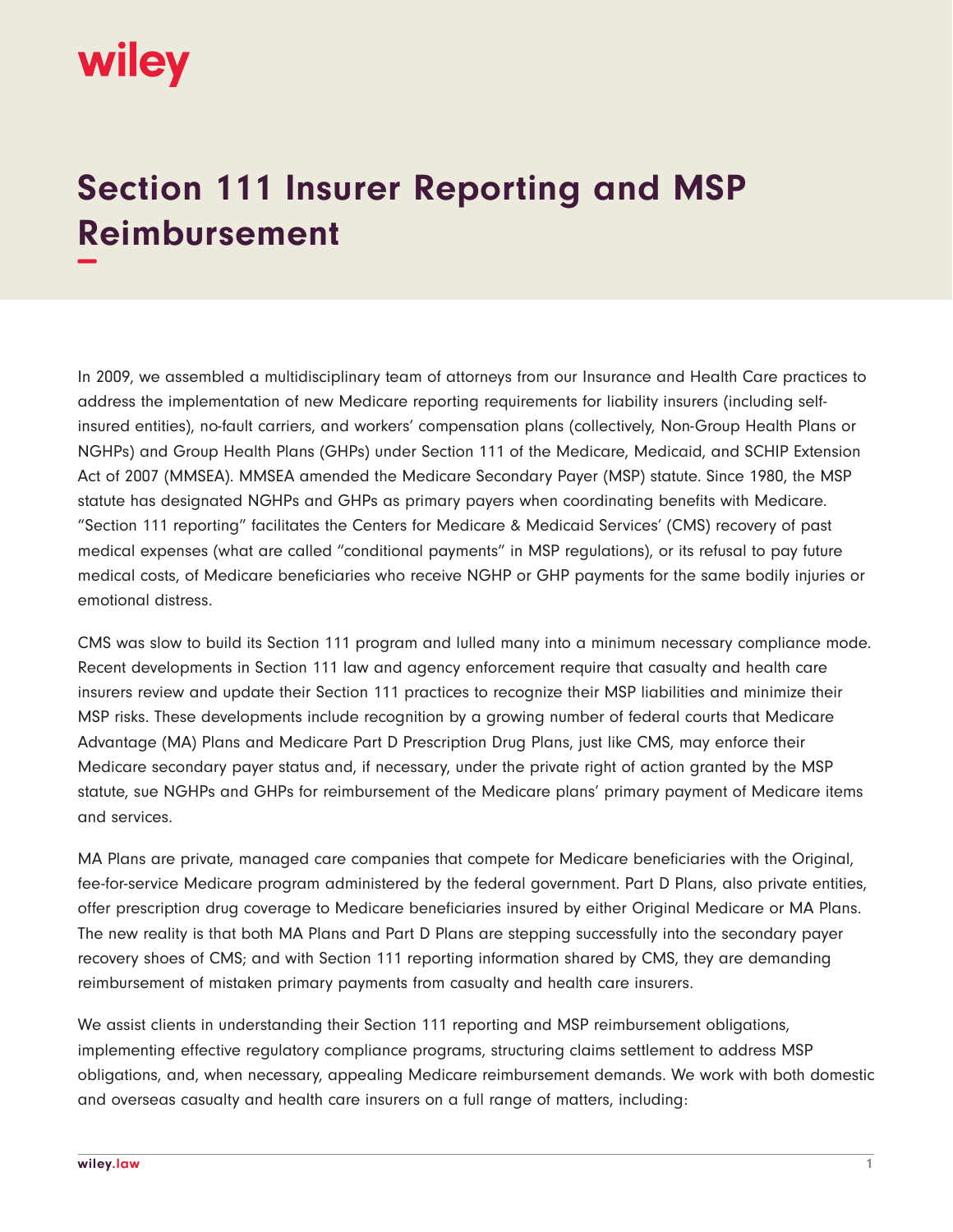# Section 111 Insurer Reporting and MSP Reimbursement

In 2009, we assembled a multidisciplinary team of attorneys from our Insurance and Health Care practices to address the implementation of new Medicare reporting requirements for liability insurers (including self-insured entities), no-fault carriers, and workers' compensation plans (collectively, Non-Group Health Plans or NGHPs) and Group Health Plans (GHPs) under Section 111 of the Medicare, Medicaid, and SCHIP Extension Act of 2007 (MMSEA). MMSEA amended the Medicare Secondary Payer (MSP) statute. Since 1980, the MSP statute has designated NGHPs and GHPs as primary payers when coordinating benefits with Medicare. "Section 111 reporting" facilitates the Centers for Medicare & Medicaid Services' (CMS) recovery of past medical expenses (what are called "conditional payments" in MSP regulations), or its refusal to pay future medical costs, of Medicare beneficiaries who receive NGHP or GHP payments for the same bodily injuries or emotional distress.

CMS was slow to build its Section 111 program and lulled many into a minimum necessary compliance mode. Recent developments in Section 111 law and agency enforcement require that casualty and health care insurers review and update their Section 111 practices to recognize their MSP liabilities and minimize their MSP risks. These developments include recognition by a growing number of federal courts that Medicare Advantage (MA) Plans and Medicare Part D Prescription Drug Plans, just like CMS, may enforce their Medicare secondary payer status and, if necessary, under the private right of action granted by the MSP statute, sue NGHPs and GHPs for reimbursement of the Medicare plans' primary payment of Medicare items and services.

MA Plans are private, managed care companies that compete for Medicare beneficiaries with the Original, fee-for-service Medicare program administered by the federal government. Part D Plans, also private entities, offer prescription drug coverage to Medicare beneficiaries insured by either Original Medicare or MA Plans. The new reality is that both MA Plans and Part D Plans are stepping successfully into the secondary payer recovery shoes of CMS; and with Section 111 reporting information shared by CMS, they are demanding reimbursement of mistaken primary payments from casualty and health care insurers.

We assist clients in understanding their Section 111 reporting and MSP reimbursement obligations, implementing effective regulatory compliance programs, structuring claims settlement to address MSP obligations, and, when necessary, appealing Medicare reimbursement demands. We work with both domestic and overseas casualty and health care insurers on a full range of matters, including: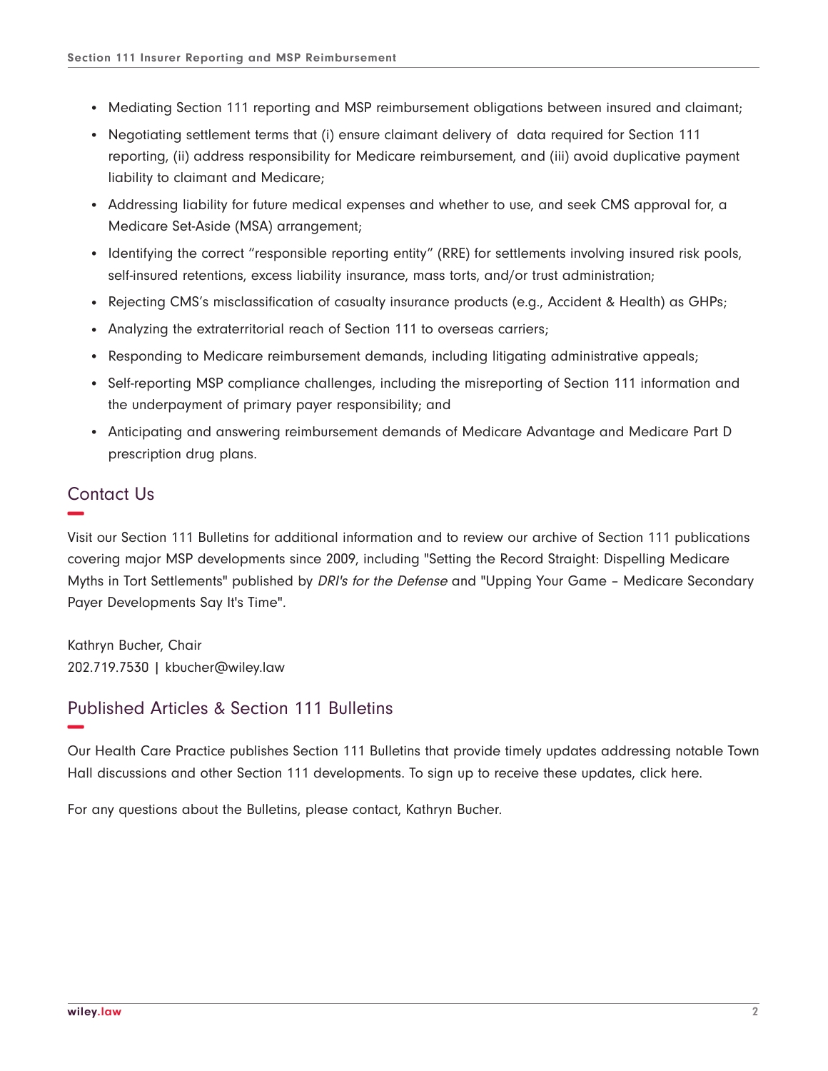- Mediating Section 111 reporting and MSP reimbursement obligations between insured and claimant;
- Negotiating settlement terms that (i) ensure claimant delivery of data required for Section 111 reporting, (ii) address responsibility for Medicare reimbursement, and (iii) avoid duplicative payment liability to claimant and Medicare;
- Addressing liability for future medical expenses and whether to use, and seek CMS approval for, a Medicare Set-Aside (MSA) arrangement;
- Identifying the correct "responsible reporting entity" (RRE) for settlements involving insured risk pools, self-insured retentions, excess liability insurance, mass torts, and/or trust administration;
- Rejecting CMS's misclassification of casualty insurance products (e.g., Accident & Health) as GHPs;
- Analyzing the extraterritorial reach of Section 111 to overseas carriers;
- Responding to Medicare reimbursement demands, including litigating administrative appeals;
- Self-reporting MSP compliance challenges, including the misreporting of Section 111 information and the underpayment of primary payer responsibility; and
- Anticipating and answering reimbursement demands of Medicare Advantage and Medicare Part D prescription drug plans.

## Contact Us

Visit our Section 111 Bulletins for additional information and to review our archive of Section 111 publications covering major MSP developments since 2009, including "Setting the Record Straight: Dispelling Medicare Myths in Tort Settlements" published by *DRI's for the Defense* and "Upping Your Game – Medicare Secondary Payer Developments Say It's Time".

Kathryn Bucher, Chair
202.719.7530 | kbucher@wiley.law

## Published Articles & Section 111 Bulletins

Our Health Care Practice publishes Section 111 Bulletins that provide timely updates addressing notable Town Hall discussions and other Section 111 developments. To sign up to receive these updates, click here.

For any questions about the Bulletins, please contact, Kathryn Bucher.